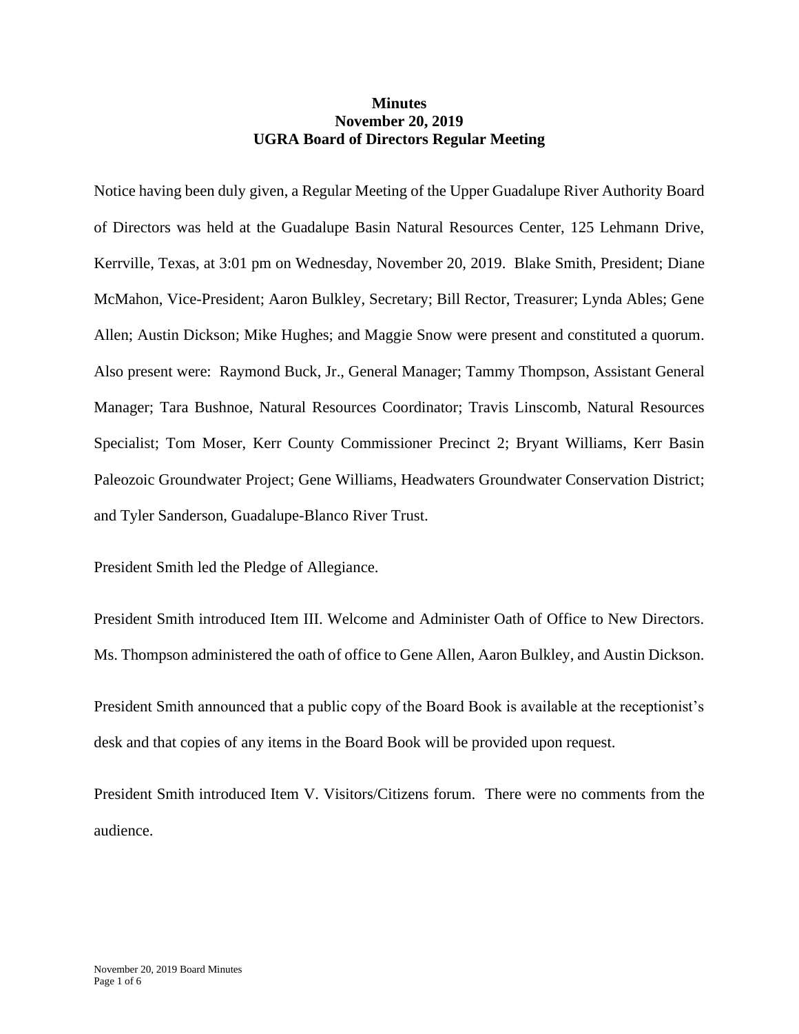**Minutes**
**November 20, 2019**
**UGRA Board of Directors Regular Meeting**

Notice having been duly given, a Regular Meeting of the Upper Guadalupe River Authority Board of Directors was held at the Guadalupe Basin Natural Resources Center, 125 Lehmann Drive, Kerrville, Texas, at 3:01 pm on Wednesday, November 20, 2019. Blake Smith, President; Diane McMahon, Vice-President; Aaron Bulkley, Secretary; Bill Rector, Treasurer; Lynda Ables; Gene Allen; Austin Dickson; Mike Hughes; and Maggie Snow were present and constituted a quorum. Also present were: Raymond Buck, Jr., General Manager; Tammy Thompson, Assistant General Manager; Tara Bushnoe, Natural Resources Coordinator; Travis Linscomb, Natural Resources Specialist; Tom Moser, Kerr County Commissioner Precinct 2; Bryant Williams, Kerr Basin Paleozoic Groundwater Project; Gene Williams, Headwaters Groundwater Conservation District; and Tyler Sanderson, Guadalupe-Blanco River Trust.

President Smith led the Pledge of Allegiance.

President Smith introduced Item III. Welcome and Administer Oath of Office to New Directors. Ms. Thompson administered the oath of office to Gene Allen, Aaron Bulkley, and Austin Dickson.

President Smith announced that a public copy of the Board Book is available at the receptionist's desk and that copies of any items in the Board Book will be provided upon request.

President Smith introduced Item V. Visitors/Citizens forum. There were no comments from the audience.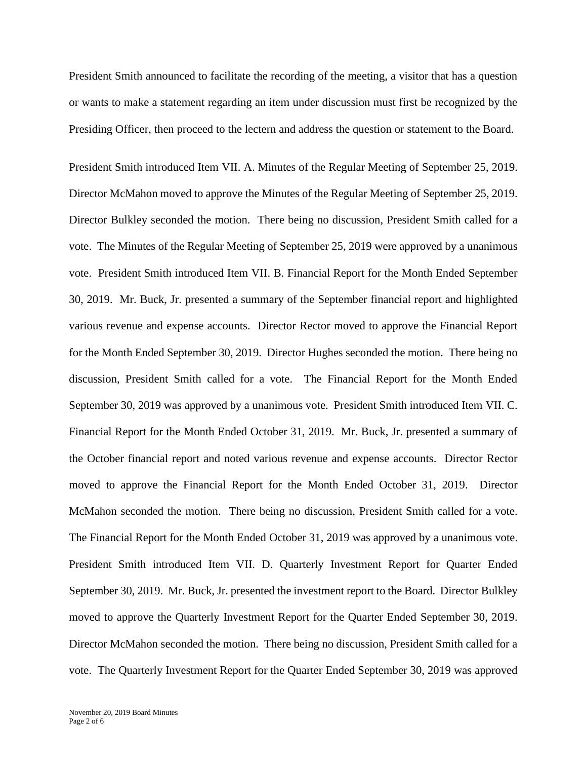President Smith announced to facilitate the recording of the meeting, a visitor that has a question or wants to make a statement regarding an item under discussion must first be recognized by the Presiding Officer, then proceed to the lectern and address the question or statement to the Board.

President Smith introduced Item VII. A. Minutes of the Regular Meeting of September 25, 2019. Director McMahon moved to approve the Minutes of the Regular Meeting of September 25, 2019. Director Bulkley seconded the motion. There being no discussion, President Smith called for a vote. The Minutes of the Regular Meeting of September 25, 2019 were approved by a unanimous vote. President Smith introduced Item VII. B. Financial Report for the Month Ended September 30, 2019. Mr. Buck, Jr. presented a summary of the September financial report and highlighted various revenue and expense accounts. Director Rector moved to approve the Financial Report for the Month Ended September 30, 2019. Director Hughes seconded the motion. There being no discussion, President Smith called for a vote. The Financial Report for the Month Ended September 30, 2019 was approved by a unanimous vote. President Smith introduced Item VII. C. Financial Report for the Month Ended October 31, 2019. Mr. Buck, Jr. presented a summary of the October financial report and noted various revenue and expense accounts. Director Rector moved to approve the Financial Report for the Month Ended October 31, 2019. Director McMahon seconded the motion. There being no discussion, President Smith called for a vote. The Financial Report for the Month Ended October 31, 2019 was approved by a unanimous vote. President Smith introduced Item VII. D. Quarterly Investment Report for Quarter Ended September 30, 2019. Mr. Buck, Jr. presented the investment report to the Board. Director Bulkley moved to approve the Quarterly Investment Report for the Quarter Ended September 30, 2019. Director McMahon seconded the motion. There being no discussion, President Smith called for a vote. The Quarterly Investment Report for the Quarter Ended September 30, 2019 was approved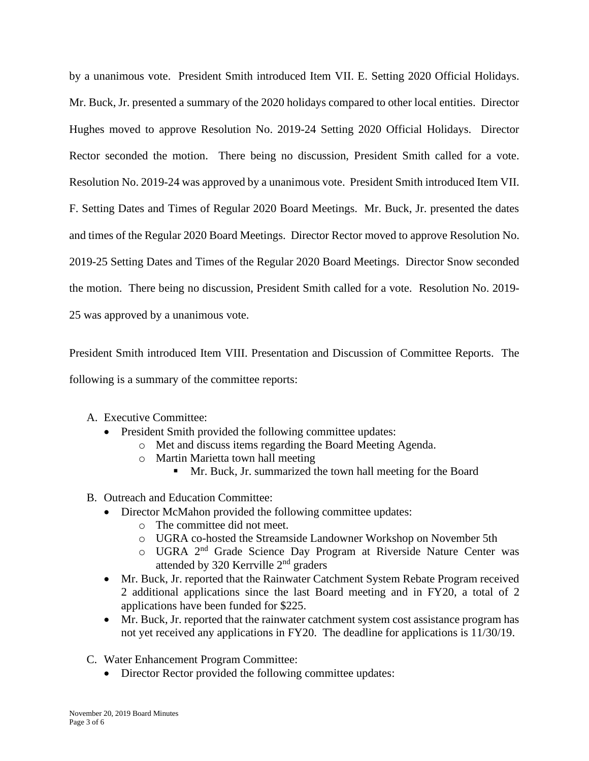by a unanimous vote. President Smith introduced Item VII. E. Setting 2020 Official Holidays. Mr. Buck, Jr. presented a summary of the 2020 holidays compared to other local entities. Director Hughes moved to approve Resolution No. 2019-24 Setting 2020 Official Holidays. Director Rector seconded the motion. There being no discussion, President Smith called for a vote. Resolution No. 2019-24 was approved by a unanimous vote. President Smith introduced Item VII. F. Setting Dates and Times of Regular 2020 Board Meetings. Mr. Buck, Jr. presented the dates and times of the Regular 2020 Board Meetings. Director Rector moved to approve Resolution No. 2019-25 Setting Dates and Times of the Regular 2020 Board Meetings. Director Snow seconded the motion. There being no discussion, President Smith called for a vote. Resolution No. 2019-25 was approved by a unanimous vote.

President Smith introduced Item VIII. Presentation and Discussion of Committee Reports. The following is a summary of the committee reports:

A. Executive Committee:
   - President Smith provided the following committee updates:
     - Met and discuss items regarding the Board Meeting Agenda.
     - Martin Marietta town hall meeting
       - Mr. Buck, Jr. summarized the town hall meeting for the Board

B. Outreach and Education Committee:
   - Director McMahon provided the following committee updates:
     - The committee did not meet.
     - UGRA co-hosted the Streamside Landowner Workshop on November 5th
     - UGRA 2nd Grade Science Day Program at Riverside Nature Center was attended by 320 Kerrville 2nd graders
   - Mr. Buck, Jr. reported that the Rainwater Catchment System Rebate Program received 2 additional applications since the last Board meeting and in FY20, a total of 2 applications have been funded for $225.
   - Mr. Buck, Jr. reported that the rainwater catchment system cost assistance program has not yet received any applications in FY20. The deadline for applications is 11/30/19.

C. Water Enhancement Program Committee:
   - Director Rector provided the following committee updates: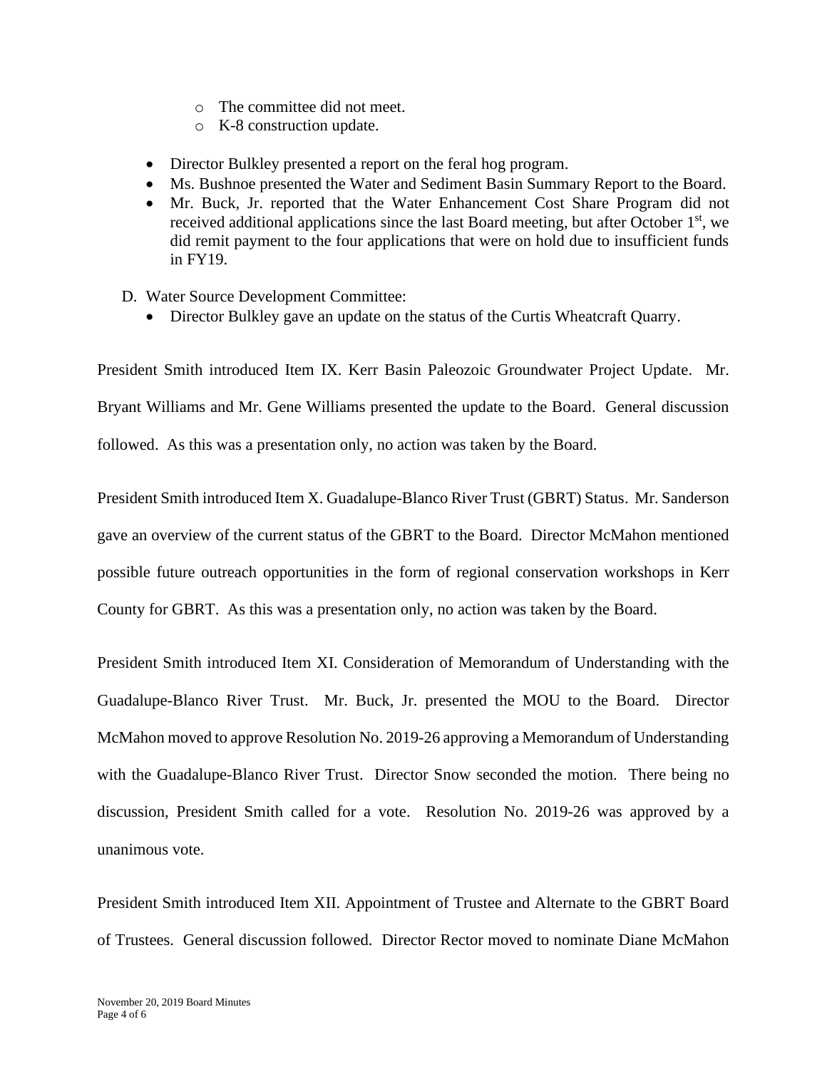- The committee did not meet.
    - K-8 construction update.

- Director Bulkley presented a report on the feral hog program.
- Ms. Bushnoe presented the Water and Sediment Basin Summary Report to the Board.
- Mr. Buck, Jr. reported that the Water Enhancement Cost Share Program did not received additional applications since the last Board meeting, but after October 1st, we did remit payment to the four applications that were on hold due to insufficient funds in FY19.

D. Water Source Development Committee:
- Director Bulkley gave an update on the status of the Curtis Wheatcraft Quarry.

President Smith introduced Item IX. Kerr Basin Paleozoic Groundwater Project Update. Mr. Bryant Williams and Mr. Gene Williams presented the update to the Board. General discussion followed. As this was a presentation only, no action was taken by the Board.

President Smith introduced Item X. Guadalupe-Blanco River Trust (GBRT) Status. Mr. Sanderson gave an overview of the current status of the GBRT to the Board. Director McMahon mentioned possible future outreach opportunities in the form of regional conservation workshops in Kerr County for GBRT. As this was a presentation only, no action was taken by the Board.

President Smith introduced Item XI. Consideration of Memorandum of Understanding with the Guadalupe-Blanco River Trust. Mr. Buck, Jr. presented the MOU to the Board. Director McMahon moved to approve Resolution No. 2019-26 approving a Memorandum of Understanding with the Guadalupe-Blanco River Trust. Director Snow seconded the motion. There being no discussion, President Smith called for a vote. Resolution No. 2019-26 was approved by a unanimous vote.

President Smith introduced Item XII. Appointment of Trustee and Alternate to the GBRT Board of Trustees. General discussion followed. Director Rector moved to nominate Diane McMahon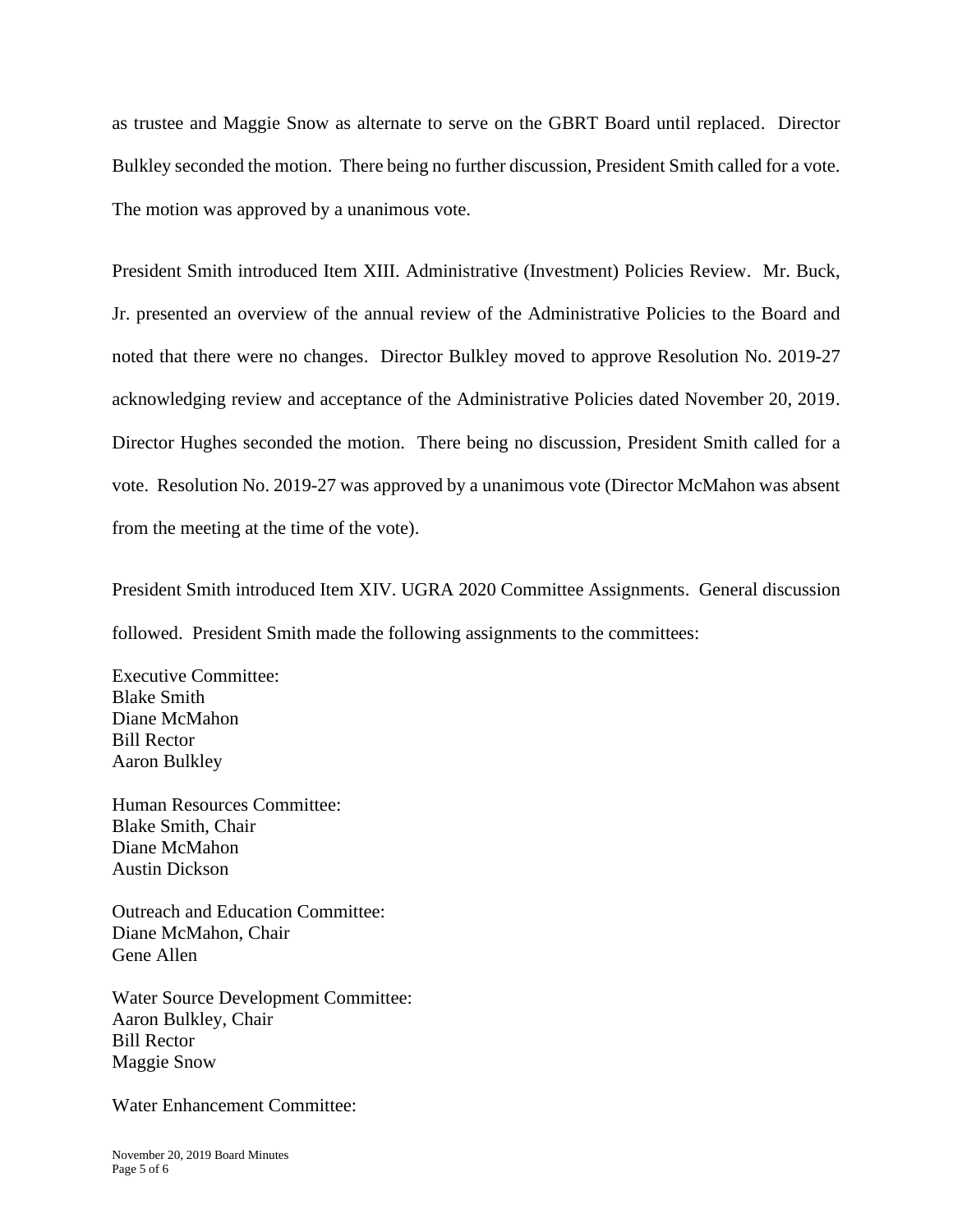as trustee and Maggie Snow as alternate to serve on the GBRT Board until replaced. Director Bulkley seconded the motion. There being no further discussion, President Smith called for a vote. The motion was approved by a unanimous vote.

President Smith introduced Item XIII. Administrative (Investment) Policies Review. Mr. Buck, Jr. presented an overview of the annual review of the Administrative Policies to the Board and noted that there were no changes. Director Bulkley moved to approve Resolution No. 2019-27 acknowledging review and acceptance of the Administrative Policies dated November 20, 2019. Director Hughes seconded the motion. There being no discussion, President Smith called for a vote. Resolution No. 2019-27 was approved by a unanimous vote (Director McMahon was absent from the meeting at the time of the vote).

President Smith introduced Item XIV. UGRA 2020 Committee Assignments. General discussion followed. President Smith made the following assignments to the committees:

Executive Committee:
Blake Smith
Diane McMahon
Bill Rector
Aaron Bulkley

Human Resources Committee:
Blake Smith, Chair
Diane McMahon
Austin Dickson

Outreach and Education Committee:
Diane McMahon, Chair
Gene Allen

Water Source Development Committee:
Aaron Bulkley, Chair
Bill Rector
Maggie Snow

Water Enhancement Committee: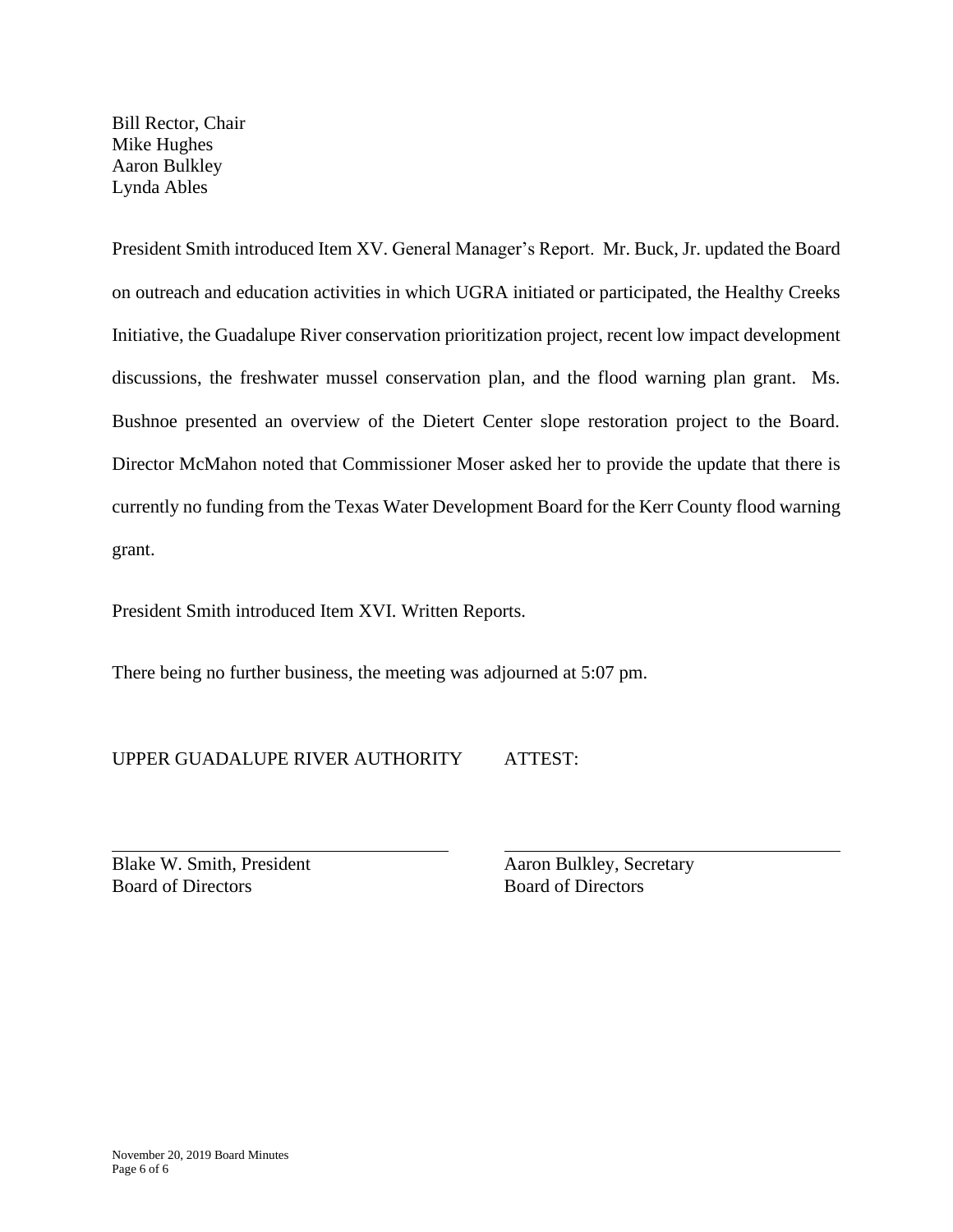Bill Rector, Chair
Mike Hughes
Aaron Bulkley
Lynda Ables

President Smith introduced Item XV. General Manager's Report. Mr. Buck, Jr. updated the Board on outreach and education activities in which UGRA initiated or participated, the Healthy Creeks Initiative, the Guadalupe River conservation prioritization project, recent low impact development discussions, the freshwater mussel conservation plan, and the flood warning plan grant. Ms. Bushnoe presented an overview of the Dietert Center slope restoration project to the Board. Director McMahon noted that Commissioner Moser asked her to provide the update that there is currently no funding from the Texas Water Development Board for the Kerr County flood warning grant.

President Smith introduced Item XVI. Written Reports.

There being no further business, the meeting was adjourned at 5:07 pm.

UPPER GUADALUPE RIVER AUTHORITY

ATTEST:

Blake W. Smith, President
Board of Directors

Aaron Bulkley, Secretary
Board of Directors